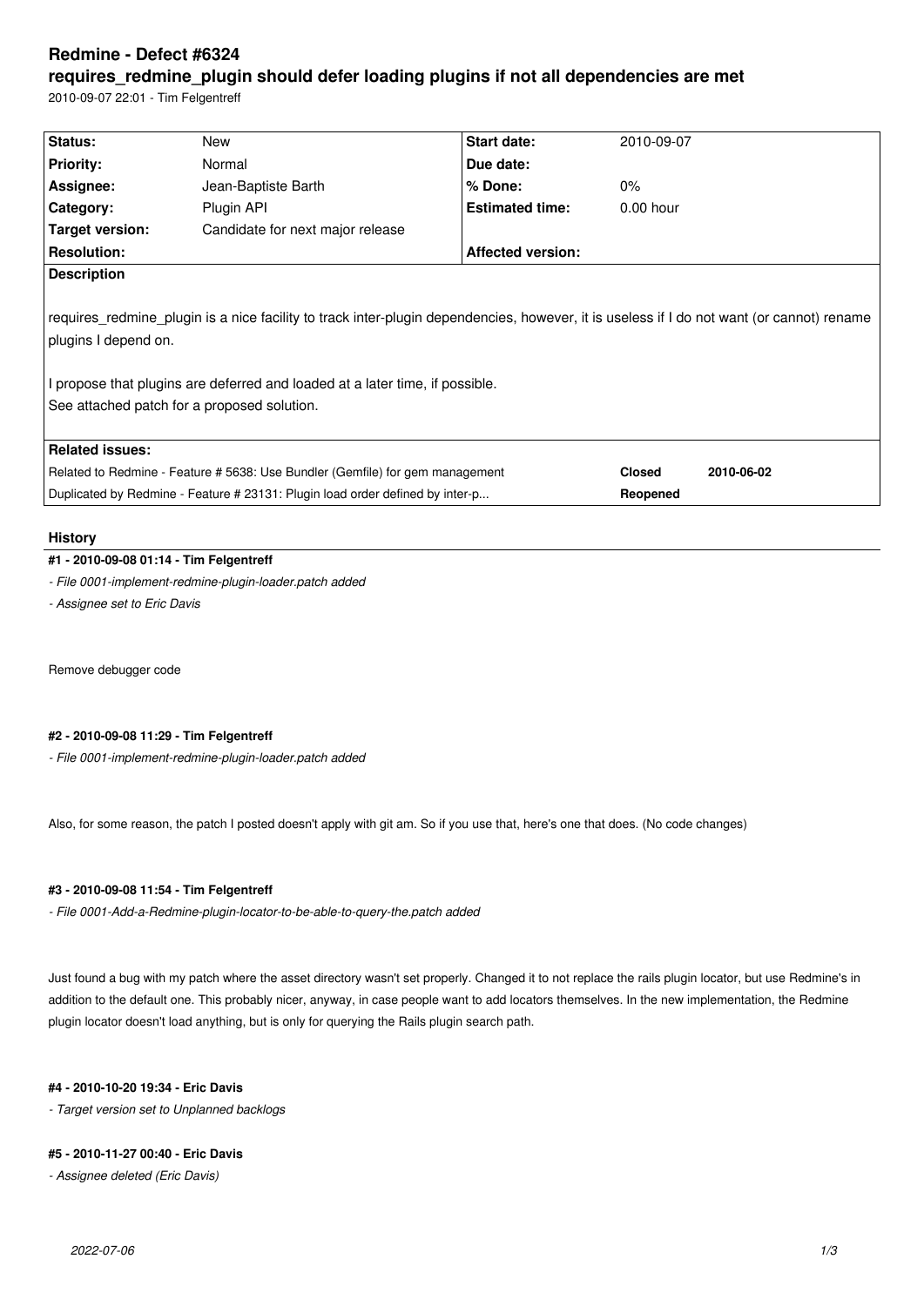# Redmine - Defect #6324

## requires_redmine_plugin should defer loading plugins if not all dependencies are met

2010-09-07 22:01 - Tim Felgentreff

| Status: | New | Start date: | 2010-09-07 |
|---|---|---|---|
| Priority: | Normal | Due date: | |
| Assignee: | Jean-Baptiste Barth | % Done: | 0% |
| Category: | Plugin API | Estimated time: | 0.00 hour |
| Target version: | Candidate for next major release | | |
| Resolution: | | Affected version: | |

**Description**

requires_redmine_plugin is a nice facility to track inter-plugin dependencies, however, it is useless if I do not want (or cannot) rename plugins I depend on.

I propose that plugins are deferred and loaded at a later time, if possible.
See attached patch for a proposed solution.

**Related issues:**

| | | |
|---|---|---|
| Related to Redmine - Feature # 5638: Use Bundler (Gemfile) for gem management | Closed | 2010-06-02 |
| Duplicated by Redmine - Feature # 23131: Plugin load order defined by inter-p... | Reopened | |

### History

#### #1 - 2010-09-08 01:14 - Tim Felgentreff

- *File 0001-implement-redmine-plugin-loader.patch added*
- *Assignee set to Eric Davis*

Remove debugger code

#### #2 - 2010-09-08 11:29 - Tim Felgentreff

- *File 0001-implement-redmine-plugin-loader.patch added*

Also, for some reason, the patch I posted doesn't apply with git am. So if you use that, here's one that does. (No code changes)

#### #3 - 2010-09-08 11:54 - Tim Felgentreff

- *File 0001-Add-a-Redmine-plugin-locator-to-be-able-to-query-the.patch added*

Just found a bug with my patch where the asset directory wasn't set properly. Changed it to not replace the rails plugin locator, but use Redmine's in addition to the default one. This probably nicer, anyway, in case people want to add locators themselves. In the new implementation, the Redmine plugin locator doesn't load anything, but is only for querying the Rails plugin search path.

#### #4 - 2010-10-20 19:34 - Eric Davis

- *Target version set to Unplanned backlogs*

#### #5 - 2010-11-27 00:40 - Eric Davis

- *Assignee deleted (Eric Davis)*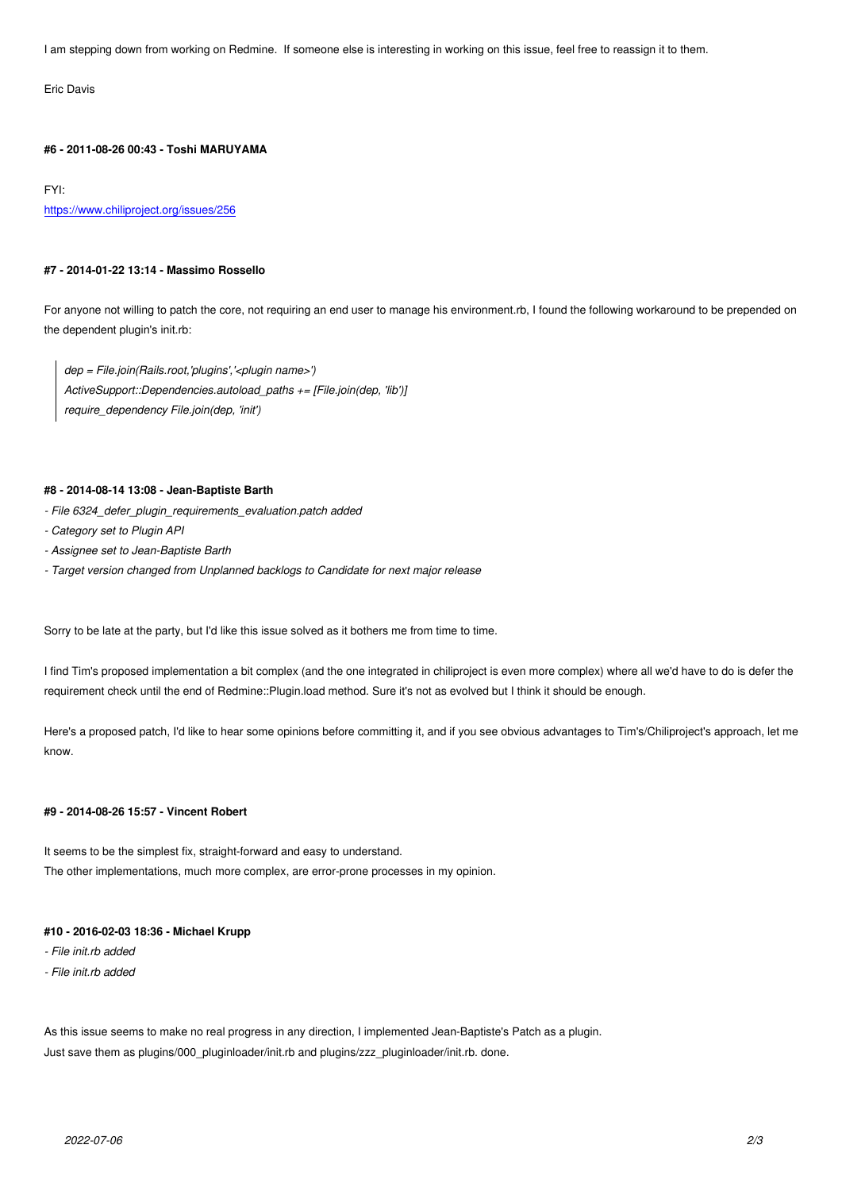I am stepping down from working on Redmine. If someone else is interesting in working on this issue, feel free to reassign it to them.

Eric Davis

#### #6 - 2011-08-26 00:43 - Toshi MARUYAMA

FYI:
https://www.chiliproject.org/issues/256

#### #7 - 2014-01-22 13:14 - Massimo Rossello

For anyone not willing to patch the core, not requiring an end user to manage his environment.rb, I found the following workaround to be prepended on the dependent plugin's init.rb:

> *dep = File.join(Rails.root,'plugins','<plugin name>')*
> *ActiveSupport::Dependencies.autoload_paths += [File.join(dep, 'lib')]*
> *require_dependency File.join(dep, 'init')*

#### #8 - 2014-08-14 13:08 - Jean-Baptiste Barth

- *File 6324_defer_plugin_requirements_evaluation.patch added*
- *Category set to Plugin API*
- *Assignee set to Jean-Baptiste Barth*
- *Target version changed from Unplanned backlogs to Candidate for next major release*

Sorry to be late at the party, but I'd like this issue solved as it bothers me from time to time.

I find Tim's proposed implementation a bit complex (and the one integrated in chiliproject is even more complex) where all we'd have to do is defer the requirement check until the end of Redmine::Plugin.load method. Sure it's not as evolved but I think it should be enough.

Here's a proposed patch, I'd like to hear some opinions before committing it, and if you see obvious advantages to Tim's/Chiliproject's approach, let me know.

#### #9 - 2014-08-26 15:57 - Vincent Robert

It seems to be the simplest fix, straight-forward and easy to understand.
The other implementations, much more complex, are error-prone processes in my opinion.

#### #10 - 2016-02-03 18:36 - Michael Krupp

- *File init.rb added*
- *File init.rb added*

As this issue seems to make no real progress in any direction, I implemented Jean-Baptiste's Patch as a plugin.
Just save them as plugins/000_pluginloader/init.rb and plugins/zzz_pluginloader/init.rb. done.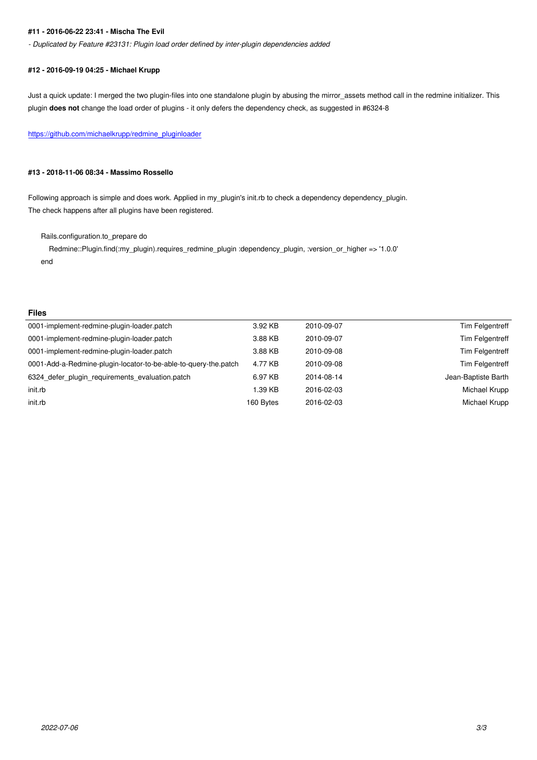#### #11 - 2016-06-22 23:41 - Mischa The Evil

*- Duplicated by Feature #23131: Plugin load order defined by inter-plugin dependencies added*

#### #12 - 2016-09-19 04:25 - Michael Krupp

Just a quick update: I merged the two plugin-files into one standalone plugin by abusing the mirror_assets method call in the redmine initializer. This plugin **does not** change the load order of plugins - it only defers the dependency check, as suggested in #6324-8

https://github.com/michaelkrupp/redmine_pluginloader

#### #13 - 2018-11-06 08:34 - Massimo Rossello

Following approach is simple and does work. Applied in my_plugin's init.rb to check a dependency dependency_plugin.
The check happens after all plugins have been registered.

```
Rails.configuration.to_prepare do
  Redmine::Plugin.find(:my_plugin).requires_redmine_plugin :dependency_plugin, :version_or_higher => '1.0.0'
end
```

## Files

| | | | |
|---|---|---|---|
| 0001-implement-redmine-plugin-loader.patch | 3.92 KB | 2010-09-07 | Tim Felgentreff |
| 0001-implement-redmine-plugin-loader.patch | 3.88 KB | 2010-09-07 | Tim Felgentreff |
| 0001-implement-redmine-plugin-loader.patch | 3.88 KB | 2010-09-08 | Tim Felgentreff |
| 0001-Add-a-Redmine-plugin-locator-to-be-able-to-query-the.patch | 4.77 KB | 2010-09-08 | Tim Felgentreff |
| 6324_defer_plugin_requirements_evaluation.patch | 6.97 KB | 2014-08-14 | Jean-Baptiste Barth |
| init.rb | 1.39 KB | 2016-02-03 | Michael Krupp |
| init.rb | 160 Bytes | 2016-02-03 | Michael Krupp |